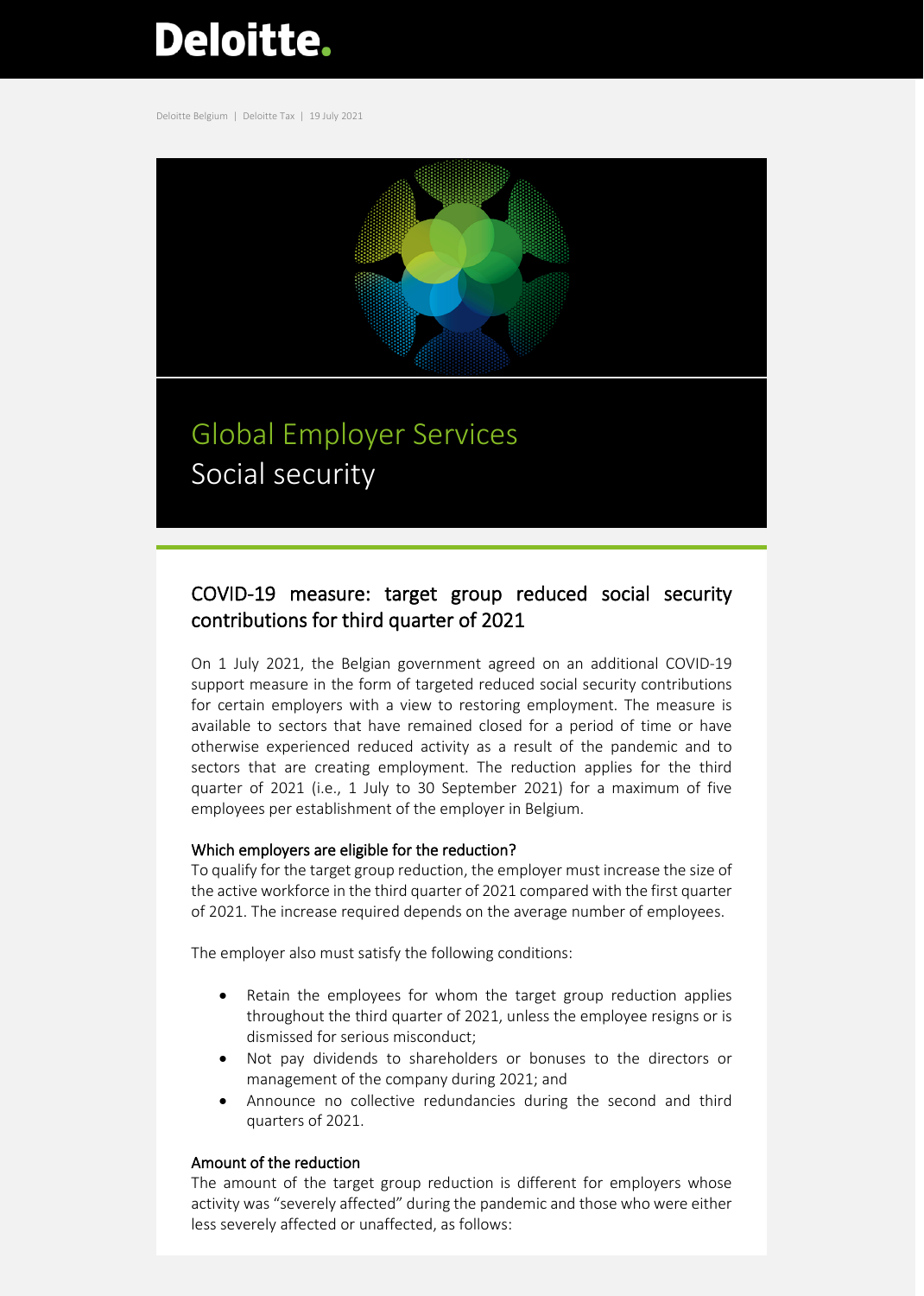Deloitte.

Deloitte Belgium | Deloitte Tax | 19 July 2021

# Global Employer Services
Social security

## COVID-19 measure: target group reduced social security contributions for third quarter of 2021

On 1 July 2021, the Belgian government agreed on an additional COVID-19 support measure in the form of targeted reduced social security contributions for certain employers with a view to restoring employment. The measure is available to sectors that have remained closed for a period of time or have otherwise experienced reduced activity as a result of the pandemic and to sectors that are creating employment. The reduction applies for the third quarter of 2021 (i.e., 1 July to 30 September 2021) for a maximum of five employees per establishment of the employer in Belgium.

### Which employers are eligible for the reduction?

To qualify for the target group reduction, the employer must increase the size of the active workforce in the third quarter of 2021 compared with the first quarter of 2021. The increase required depends on the average number of employees.

The employer also must satisfy the following conditions:

- Retain the employees for whom the target group reduction applies throughout the third quarter of 2021, unless the employee resigns or is dismissed for serious misconduct;
- Not pay dividends to shareholders or bonuses to the directors or management of the company during 2021; and
- Announce no collective redundancies during the second and third quarters of 2021.

### Amount of the reduction

The amount of the target group reduction is different for employers whose activity was "severely affected" during the pandemic and those who were either less severely affected or unaffected, as follows: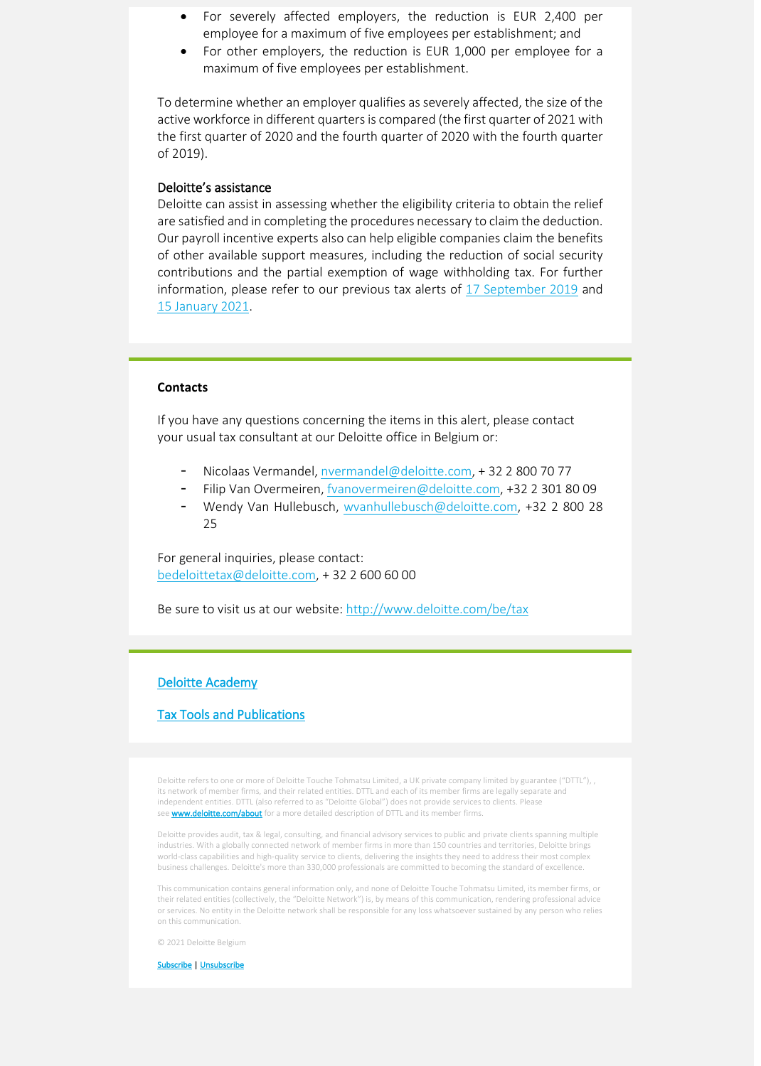- For severely affected employers, the reduction is EUR 2,400 per employee for a maximum of five employees per establishment; and
- For other employers, the reduction is EUR 1,000 per employee for a maximum of five employees per establishment.

To determine whether an employer qualifies as severely affected, the size of the active workforce in different quarters is compared (the first quarter of 2021 with the first quarter of 2020 and the fourth quarter of 2020 with the fourth quarter of 2019).

### Deloitte's assistance

Deloitte can assist in assessing whether the eligibility criteria to obtain the relief are satisfied and in completing the procedures necessary to claim the deduction. Our payroll incentive experts also can help eligible companies claim the benefits of other available support measures, including the reduction of social security contributions and the partial exemption of wage withholding tax. For further information, please refer to our previous tax alerts of 17 September 2019 and 15 January 2021.

**Contacts**

If you have any questions concerning the items in this alert, please contact your usual tax consultant at our Deloitte office in Belgium or:

- Nicolaas Vermandel, nvermandel@deloitte.com, + 32 2 800 70 77
- Filip Van Overmeiren, fvanovermeiren@deloitte.com, +32 2 301 80 09
- Wendy Van Hullebusch, wvanhullebusch@deloitte.com, +32 2 800 28 25

For general inquiries, please contact:
bedeloittetax@deloitte.com, + 32 2 600 60 00

Be sure to visit us at our website: http://www.deloitte.com/be/tax

Deloitte Academy

Tax Tools and Publications

Deloitte refers to one or more of Deloitte Touche Tohmatsu Limited, a UK private company limited by guarantee ("DTTL"), , its network of member firms, and their related entities. DTTL and each of its member firms are legally separate and independent entities. DTTL (also referred to as "Deloitte Global") does not provide services to clients. Please see **www.deloitte.com/about** for a more detailed description of DTTL and its member firms.

Deloitte provides audit, tax & legal, consulting, and financial advisory services to public and private clients spanning multiple industries. With a globally connected network of member firms in more than 150 countries and territories, Deloitte brings world-class capabilities and high-quality service to clients, delivering the insights they need to address their most complex business challenges. Deloitte's more than 330,000 professionals are committed to becoming the standard of excellence.

This communication contains general information only, and none of Deloitte Touche Tohmatsu Limited, its member firms, or their related entities (collectively, the "Deloitte Network") is, by means of this communication, rendering professional advice or services. No entity in the Deloitte network shall be responsible for any loss whatsoever sustained by any person who relies on this communication.

© 2021 Deloitte Belgium

Subscribe | Unsubscribe